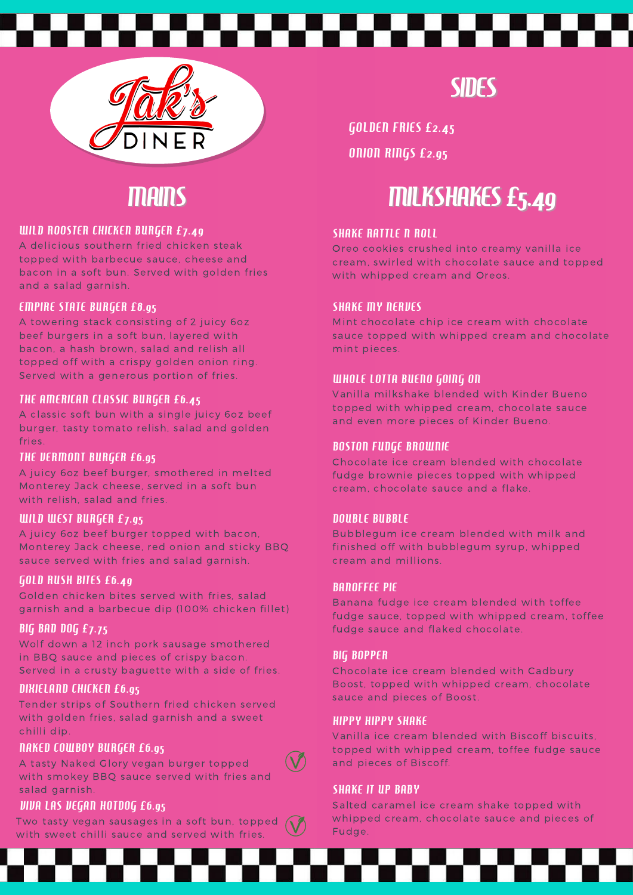# Jak's DINER

## MAINS

### WILD ROOSTER CHICKEN BURGER £7.49

A delicious southern fried chicken steak topped with barbecue sauce, cheese and bacon in a soft bun. Served with golden fries and a salad garnish.

### EMPIRE STATE BURGER £8.95

A towering stack consisting of 2 juicy 6oz beef burgers in a soft bun, layered with bacon, a hash brown, salad and relish all topped off with a crispy golden onion ring. Served with a generous portion of fries.

### THE AMERICAN CLASSIC BURGER £6.45

A classic soft bun with a single juicy 6oz beef burger, tasty tomato relish, salad and golden fries.

### THE VERMONT BURGER £6.95

A juicy 6oz beef burger, smothered in melted Monterey Jack cheese, served in a soft bun with relish, salad and fries.

### WILD WEST BURGER £7.95

A juicy 6oz beef burger topped with bacon, Monterey Jack cheese, red onion and sticky BBQ sauce served with fries and salad garnish.

### GOLD RUSH BITES £6.49

Golden chicken bites served with fries, salad garnish and a barbecue dip (100% chicken fillet)

### BIG BAD DOG £7.75

Wolf down a 12 inch pork sausage smothered in BBQ sauce and pieces of crispy bacon. Served in a crusty baguette with a side of fries.

### DIXIELAND CHICKEN £6.95

Tender strips of Southern fried chicken served with golden fries, salad garnish and a sweet chilli dip.

### NAKED COWBOY BURGER £6.95 (V)

A tasty Naked Glory vegan burger topped with smokey BBQ sauce served with fries and salad garnish.

### VIVA LAS VEGAN HOTDOG £6.95 (V)

Two tasty vegan sausages in a soft bun, topped with sweet chilli sauce and served with fries.

## SIDES

- GOLDEN FRIES £2.45
- ONION RINGS £2.95

## MILKSHAKES £5.49

### SHAKE RATTLE N ROLL

Oreo cookies crushed into creamy vanilla ice cream, swirled with chocolate sauce and topped with whipped cream and Oreos.

### SHAKE MY NERVES

Mint chocolate chip ice cream with chocolate sauce topped with whipped cream and chocolate mint pieces.

### WHOLE LOTTA BUENO GOING ON

Vanilla milkshake blended with Kinder Bueno topped with whipped cream, chocolate sauce and even more pieces of Kinder Bueno.

### BOSTON FUDGE BROWNIE

Chocolate ice cream blended with chocolate fudge brownie pieces topped with whipped cream, chocolate sauce and a flake.

### DOUBLE BUBBLE

Bubblegum ice cream blended with milk and finished off with bubblegum syrup, whipped cream and millions.

### BANOFFEE PIE

Banana fudge ice cream blended with toffee fudge sauce, topped with whipped cream, toffee fudge sauce and flaked chocolate.

### BIG BOPPER

Chocolate ice cream blended with Cadbury Boost, topped with whipped cream, chocolate sauce and pieces of Boost.

### HIPPY HIPPY SHAKE

Vanilla ice cream blended with Biscoff biscuits, topped with whipped cream, toffee fudge sauce and pieces of Biscoff.

### SHAKE IT UP BABY

Salted caramel ice cream shake topped with whipped cream, chocolate sauce and pieces of Fudge.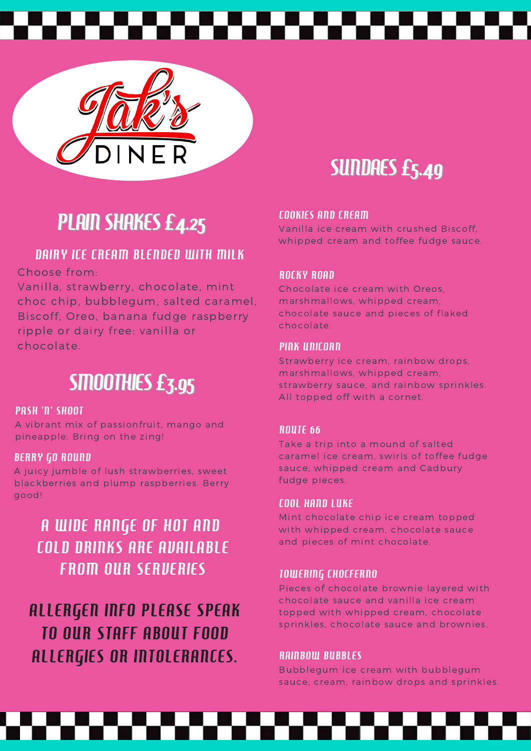Jak's DINER

## PLAIN SHAKES £4.25

### DAIRY ICE CREAM BLENDED WITH MILK

Choose from:
Vanilla, strawberry, chocolate, mint choc chip, bubblegum, salted caramel, Biscoff, Oreo, banana fudge raspberry ripple or dairy free: vanilla or chocolate.

## SMOOTHIES £3.95

### PASH 'N' SHOOT

A vibrant mix of passionfruit, mango and pineapple. Bring on the zing!

### BERRY GO ROUND

A juicy jumble of lush strawberries, sweet blackberries and plump raspberries. Berry good!

**A WIDE RANGE OF HOT AND COLD DRINKS ARE AVAILABLE FROM OUR SERVERIES**

**ALLERGEN INFO PLEASE SPEAK TO OUR STAFF ABOUT FOOD ALLERGIES OR INTOLERANCES.**

## SUNDAES £5.49

### COOKIES AND CREAM

Vanilla ice cream with crushed Biscoff, whipped cream and toffee fudge sauce.

### ROCKY ROAD

Chocolate ice cream with Oreos, marshmallows, whipped cream, chocolate sauce and pieces of flaked chocolate.

### PINK UNICORN

Strawberry ice cream, rainbow drops, marshmallows, whipped cream, strawberry sauce, and rainbow sprinkles. All topped off with a cornet.

### ROUTE 66

Take a trip into a mound of salted caramel ice cream, swirls of toffee fudge sauce, whipped cream and Cadbury fudge pieces.

### COOL HAND LUKE

Mint chocolate chip ice cream topped with whipped cream, chocolate sauce and pieces of mint chocolate.

### TOWERING CHOCFERNO

Pieces of chocolate brownie layered with chocolate sauce and vanilla ice cream topped with whipped cream, chocolate sprinkles, chocolate sauce and brownies.

### RAINBOW BUBBLES

Bubblegum ice cream with bubblegum sauce, cream, rainbow drops and sprinkles.